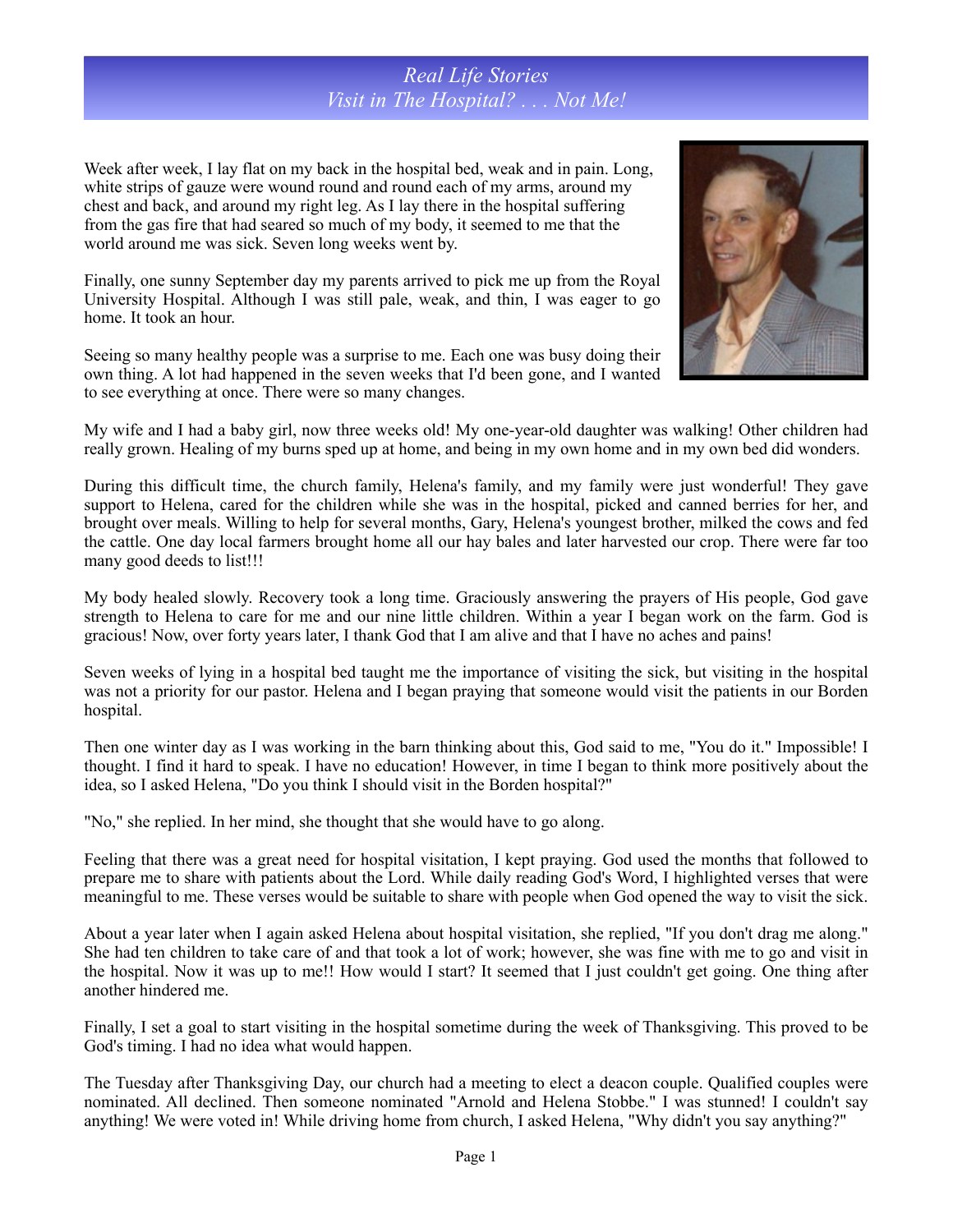# *Real Life Stories*
## *Visit in The Hospital? . . . Not Me!*

Week after week, I lay flat on my back in the hospital bed, weak and in pain. Long, white strips of gauze were wound round and round each of my arms, around my chest and back, and around my right leg. As I lay there in the hospital suffering from the gas fire that had seared so much of my body, it seemed to me that the world around me was sick. Seven long weeks went by.

Finally, one sunny September day my parents arrived to pick me up from the Royal University Hospital. Although I was still pale, weak, and thin, I was eager to go home. It took an hour.

Seeing so many healthy people was a surprise to me. Each one was busy doing their own thing. A lot had happened in the seven weeks that I'd been gone, and I wanted to see everything at once. There were so many changes.

My wife and I had a baby girl, now three weeks old! My one-year-old daughter was walking! Other children had really grown. Healing of my burns sped up at home, and being in my own home and in my own bed did wonders.

During this difficult time, the church family, Helena's family, and my family were just wonderful! They gave support to Helena, cared for the children while she was in the hospital, picked and canned berries for her, and brought over meals. Willing to help for several months, Gary, Helena's youngest brother, milked the cows and fed the cattle. One day local farmers brought home all our hay bales and later harvested our crop. There were far too many good deeds to list!!!

My body healed slowly. Recovery took a long time. Graciously answering the prayers of His people, God gave strength to Helena to care for me and our nine little children. Within a year I began work on the farm. God is gracious! Now, over forty years later, I thank God that I am alive and that I have no aches and pains!

Seven weeks of lying in a hospital bed taught me the importance of visiting the sick, but visiting in the hospital was not a priority for our pastor. Helena and I began praying that someone would visit the patients in our Borden hospital.

Then one winter day as I was working in the barn thinking about this, God said to me, "You do it." Impossible! I thought. I find it hard to speak. I have no education! However, in time I began to think more positively about the idea, so I asked Helena, "Do you think I should visit in the Borden hospital?"

"No," she replied. In her mind, she thought that she would have to go along.

Feeling that there was a great need for hospital visitation, I kept praying. God used the months that followed to prepare me to share with patients about the Lord. While daily reading God's Word, I highlighted verses that were meaningful to me. These verses would be suitable to share with people when God opened the way to visit the sick.

About a year later when I again asked Helena about hospital visitation, she replied, "If you don't drag me along." She had ten children to take care of and that took a lot of work; however, she was fine with me to go and visit in the hospital. Now it was up to me!! How would I start? It seemed that I just couldn't get going. One thing after another hindered me.

Finally, I set a goal to start visiting in the hospital sometime during the week of Thanksgiving. This proved to be God's timing. I had no idea what would happen.

The Tuesday after Thanksgiving Day, our church had a meeting to elect a deacon couple. Qualified couples were nominated. All declined. Then someone nominated "Arnold and Helena Stobbe." I was stunned! I couldn't say anything! We were voted in! While driving home from church, I asked Helena, "Why didn't you say anything?"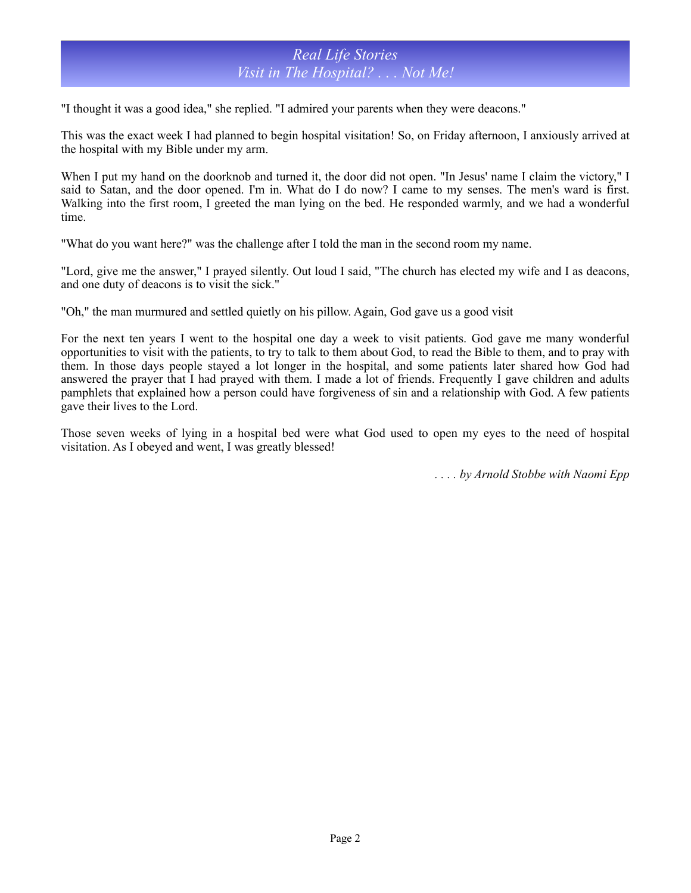"I thought it was a good idea," she replied. "I admired your parents when they were deacons."

This was the exact week I had planned to begin hospital visitation! So, on Friday afternoon, I anxiously arrived at the hospital with my Bible under my arm.

When I put my hand on the doorknob and turned it, the door did not open. "In Jesus' name I claim the victory," I said to Satan, and the door opened. I'm in. What do I do now? I came to my senses. The men's ward is first. Walking into the first room, I greeted the man lying on the bed. He responded warmly, and we had a wonderful time.

"What do you want here?" was the challenge after I told the man in the second room my name.

"Lord, give me the answer," I prayed silently. Out loud I said, "The church has elected my wife and I as deacons, and one duty of deacons is to visit the sick."

"Oh," the man murmured and settled quietly on his pillow. Again, God gave us a good visit

For the next ten years I went to the hospital one day a week to visit patients. God gave me many wonderful opportunities to visit with the patients, to try to talk to them about God, to read the Bible to them, and to pray with them. In those days people stayed a lot longer in the hospital, and some patients later shared how God had answered the prayer that I had prayed with them. I made a lot of friends. Frequently I gave children and adults pamphlets that explained how a person could have forgiveness of sin and a relationship with God. A few patients gave their lives to the Lord.

Those seven weeks of lying in a hospital bed were what God used to open my eyes to the need of hospital visitation. As I obeyed and went, I was greatly blessed!

*. . . . by Arnold Stobbe with Naomi Epp*